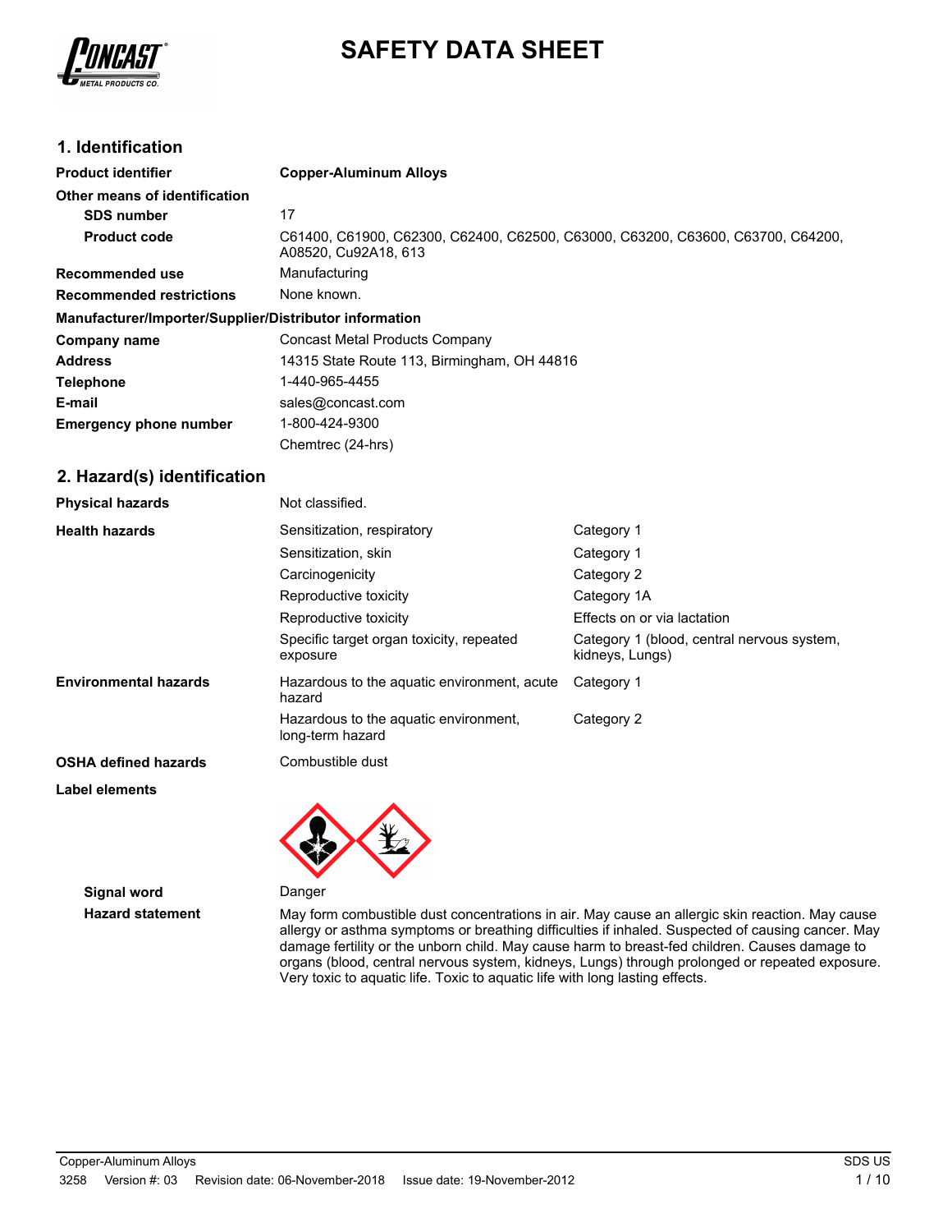# SAFETY DATA SHEET

## 1. Identification

| | |
|---|---|
| **Product identifier** | **Copper-Aluminum Alloys** |
| **Other means of identification** | |
| **SDS number** | 17 |
| **Product code** | C61400, C61900, C62300, C62400, C62500, C63000, C63200, C63600, C63700, C64200, A08520, Cu92A18, 613 |
| **Recommended use** | Manufacturing |
| **Recommended restrictions** | None known. |

**Manufacturer/Importer/Supplier/Distributor information**

| | |
|---|---|
| **Company name** | Concast Metal Products Company |
| **Address** | 14315 State Route 113, Birmingham, OH 44816 |
| **Telephone** | 1-440-965-4455 |
| **E-mail** | sales@concast.com |
| **Emergency phone number** | 1-800-424-9300 |
| | Chemtrec (24-hrs) |

## 2. Hazard(s) identification

| | | |
|---|---|---|
| **Physical hazards** | Not classified. | |
| **Health hazards** | Sensitization, respiratory | Category 1 |
| | Sensitization, skin | Category 1 |
| | Carcinogenicity | Category 2 |
| | Reproductive toxicity | Category 1A |
| | Reproductive toxicity | Effects on or via lactation |
| | Specific target organ toxicity, repeated exposure | Category 1 (blood, central nervous system, kidneys, Lungs) |
| **Environmental hazards** | Hazardous to the aquatic environment, acute hazard | Category 1 |
| | Hazardous to the aquatic environment, long-term hazard | Category 2 |
| **OSHA defined hazards** | Combustible dust | |

**Label elements**

**Signal word** Danger

**Hazard statement** May form combustible dust concentrations in air. May cause an allergic skin reaction. May cause allergy or asthma symptoms or breathing difficulties if inhaled. Suspected of causing cancer. May damage fertility or the unborn child. May cause harm to breast-fed children. Causes damage to organs (blood, central nervous system, kidneys, Lungs) through prolonged or repeated exposure. Very toxic to aquatic life. Toxic to aquatic life with long lasting effects.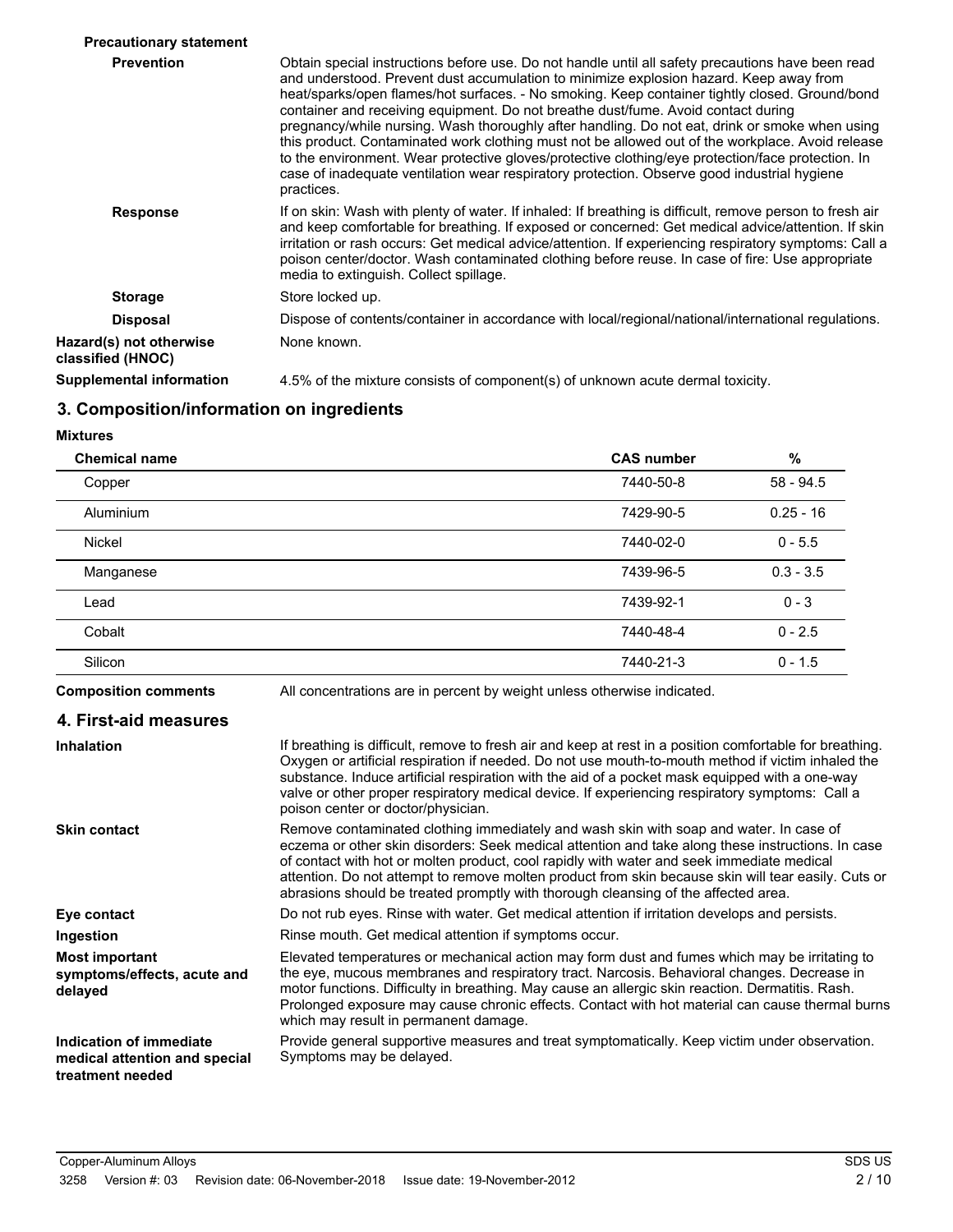**Precautionary statement**

**Prevention**

Obtain special instructions before use. Do not handle until all safety precautions have been read and understood. Prevent dust accumulation to minimize explosion hazard. Keep away from heat/sparks/open flames/hot surfaces. - No smoking. Keep container tightly closed. Ground/bond container and receiving equipment. Do not breathe dust/fume. Avoid contact during pregnancy/while nursing. Wash thoroughly after handling. Do not eat, drink or smoke when using this product. Contaminated work clothing must not be allowed out of the workplace. Avoid release to the environment. Wear protective gloves/protective clothing/eye protection/face protection. In case of inadequate ventilation wear respiratory protection. Observe good industrial hygiene practices.

**Response**

If on skin: Wash with plenty of water. If inhaled: If breathing is difficult, remove person to fresh air and keep comfortable for breathing. If exposed or concerned: Get medical advice/attention. If skin irritation or rash occurs: Get medical advice/attention. If experiencing respiratory symptoms: Call a poison center/doctor. Wash contaminated clothing before reuse. In case of fire: Use appropriate media to extinguish. Collect spillage.

**Storage**

Store locked up.

**Disposal**

Dispose of contents/container in accordance with local/regional/national/international regulations.

**Hazard(s) not otherwise classified (HNOC)**

None known.

**Supplemental information**

4.5% of the mixture consists of component(s) of unknown acute dermal toxicity.

## 3. Composition/information on ingredients

**Mixtures**

| Chemical name | CAS number | % |
|---|---|---|
| Copper | 7440-50-8 | 58 - 94.5 |
| Aluminium | 7429-90-5 | 0.25 - 16 |
| Nickel | 7440-02-0 | 0 - 5.5 |
| Manganese | 7439-96-5 | 0.3 - 3.5 |
| Lead | 7439-92-1 | 0 - 3 |
| Cobalt | 7440-48-4 | 0 - 2.5 |
| Silicon | 7440-21-3 | 0 - 1.5 |

**Composition comments**

All concentrations are in percent by weight unless otherwise indicated.

## 4. First-aid measures

**Inhalation**

If breathing is difficult, remove to fresh air and keep at rest in a position comfortable for breathing. Oxygen or artificial respiration if needed. Do not use mouth-to-mouth method if victim inhaled the substance. Induce artificial respiration with the aid of a pocket mask equipped with a one-way valve or other proper respiratory medical device. If experiencing respiratory symptoms: Call a poison center or doctor/physician.

**Skin contact**

Remove contaminated clothing immediately and wash skin with soap and water. In case of eczema or other skin disorders: Seek medical attention and take along these instructions. In case of contact with hot or molten product, cool rapidly with water and seek immediate medical attention. Do not attempt to remove molten product from skin because skin will tear easily. Cuts or abrasions should be treated promptly with thorough cleansing of the affected area.

**Eye contact**

Do not rub eyes. Rinse with water. Get medical attention if irritation develops and persists.

**Ingestion**

Rinse mouth. Get medical attention if symptoms occur.

**Most important symptoms/effects, acute and delayed**

Elevated temperatures or mechanical action may form dust and fumes which may be irritating to the eye, mucous membranes and respiratory tract. Narcosis. Behavioral changes. Decrease in motor functions. Difficulty in breathing. May cause an allergic skin reaction. Dermatitis. Rash. Prolonged exposure may cause chronic effects. Contact with hot material can cause thermal burns which may result in permanent damage.

**Indication of immediate medical attention and special treatment needed**

Provide general supportive measures and treat symptomatically. Keep victim under observation. Symptoms may be delayed.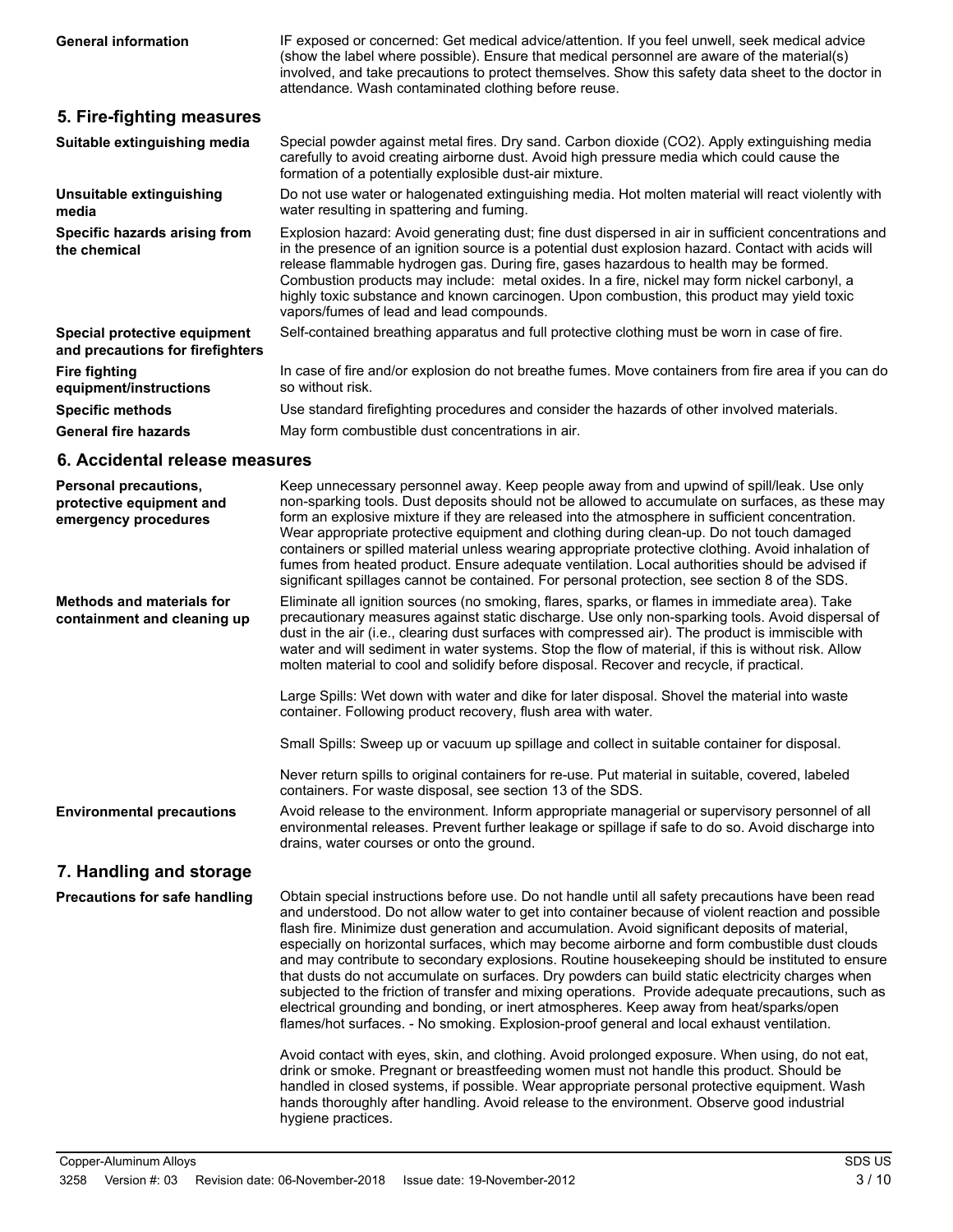**General information**

IF exposed or concerned: Get medical advice/attention. If you feel unwell, seek medical advice (show the label where possible). Ensure that medical personnel are aware of the material(s) involved, and take precautions to protect themselves. Show this safety data sheet to the doctor in attendance. Wash contaminated clothing before reuse.

## 5. Fire-fighting measures

**Suitable extinguishing media**

Special powder against metal fires. Dry sand. Carbon dioxide ($CO_2$). Apply extinguishing media carefully to avoid creating airborne dust. Avoid high pressure media which could cause the formation of a potentially explosible dust-air mixture.

**Unsuitable extinguishing media**

Do not use water or halogenated extinguishing media. Hot molten material will react violently with water resulting in spattering and fuming.

**Specific hazards arising from the chemical**

Explosion hazard: Avoid generating dust; fine dust dispersed in air in sufficient concentrations and in the presence of an ignition source is a potential dust explosion hazard. Contact with acids will release flammable hydrogen gas. During fire, gases hazardous to health may be formed. Combustion products may include: metal oxides. In a fire, nickel may form nickel carbonyl, a highly toxic substance and known carcinogen. Upon combustion, this product may yield toxic vapors/fumes of lead and lead compounds.

**Special protective equipment and precautions for firefighters**

Self-contained breathing apparatus and full protective clothing must be worn in case of fire.

**Fire fighting equipment/instructions**

In case of fire and/or explosion do not breathe fumes. Move containers from fire area if you can do so without risk.

**Specific methods**

Use standard firefighting procedures and consider the hazards of other involved materials.

**General fire hazards**

May form combustible dust concentrations in air.

## 6. Accidental release measures

**Personal precautions, protective equipment and emergency procedures**

Keep unnecessary personnel away. Keep people away from and upwind of spill/leak. Use only non-sparking tools. Dust deposits should not be allowed to accumulate on surfaces, as these may form an explosive mixture if they are released into the atmosphere in sufficient concentration. Wear appropriate protective equipment and clothing during clean-up. Do not touch damaged containers or spilled material unless wearing appropriate protective clothing. Avoid inhalation of fumes from heated product. Ensure adequate ventilation. Local authorities should be advised if significant spillages cannot be contained. For personal protection, see section 8 of the SDS.

**Methods and materials for containment and cleaning up**

Eliminate all ignition sources (no smoking, flares, sparks, or flames in immediate area). Take precautionary measures against static discharge. Use only non-sparking tools. Avoid dispersal of dust in the air (i.e., clearing dust surfaces with compressed air). The product is immiscible with water and will sediment in water systems. Stop the flow of material, if this is without risk. Allow molten material to cool and solidify before disposal. Recover and recycle, if practical.

Large Spills: Wet down with water and dike for later disposal. Shovel the material into waste container. Following product recovery, flush area with water.

Small Spills: Sweep up or vacuum up spillage and collect in suitable container for disposal.

Never return spills to original containers for re-use. Put material in suitable, covered, labeled containers. For waste disposal, see section 13 of the SDS.

**Environmental precautions**

Avoid release to the environment. Inform appropriate managerial or supervisory personnel of all environmental releases. Prevent further leakage or spillage if safe to do so. Avoid discharge into drains, water courses or onto the ground.

## 7. Handling and storage

**Precautions for safe handling**

Obtain special instructions before use. Do not handle until all safety precautions have been read and understood. Do not allow water to get into container because of violent reaction and possible flash fire. Minimize dust generation and accumulation. Avoid significant deposits of material, especially on horizontal surfaces, which may become airborne and form combustible dust clouds and may contribute to secondary explosions. Routine housekeeping should be instituted to ensure that dusts do not accumulate on surfaces. Dry powders can build static electricity charges when subjected to the friction of transfer and mixing operations. Provide adequate precautions, such as electrical grounding and bonding, or inert atmospheres. Keep away from heat/sparks/open flames/hot surfaces. - No smoking. Explosion-proof general and local exhaust ventilation.

Avoid contact with eyes, skin, and clothing. Avoid prolonged exposure. When using, do not eat, drink or smoke. Pregnant or breastfeeding women must not handle this product. Should be handled in closed systems, if possible. Wear appropriate personal protective equipment. Wash hands thoroughly after handling. Avoid release to the environment. Observe good industrial hygiene practices.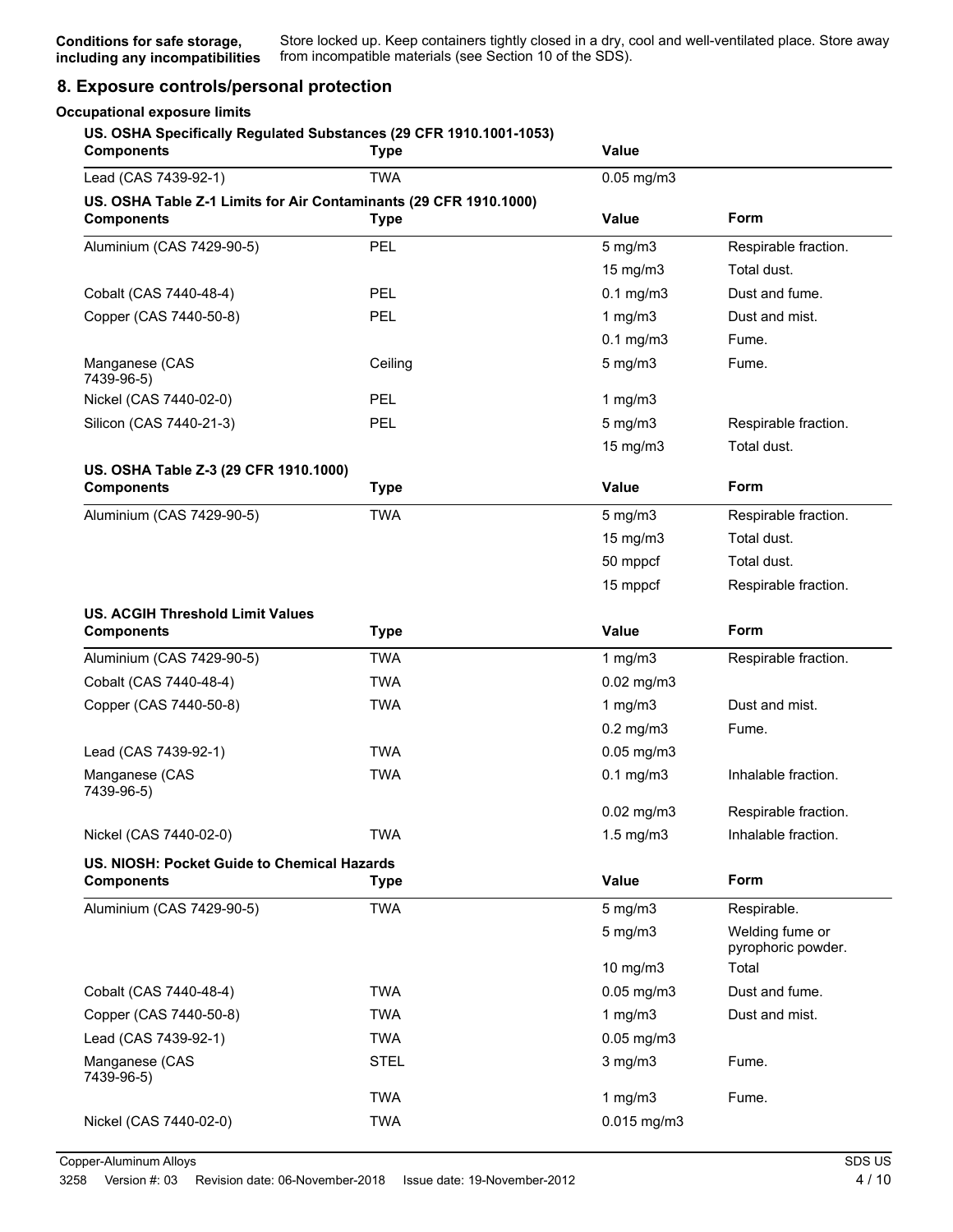**Conditions for safe storage, including any incompatibilities** Store locked up. Keep containers tightly closed in a dry, cool and well-ventilated place. Store away from incompatible materials (see Section 10 of the SDS).

## 8. Exposure controls/personal protection

### Occupational exposure limits

**US. OSHA Specifically Regulated Substances (29 CFR 1910.1001-1053)**

| Components | Type | Value |
|---|---|---|
| Lead (CAS 7439-92-1) | TWA | 0.05 mg/m3 |

**US. OSHA Table Z-1 Limits for Air Contaminants (29 CFR 1910.1000)**

| Components | Type | Value | Form |
|---|---|---|---|
| Aluminium (CAS 7429-90-5) | PEL | 5 mg/m3 | Respirable fraction. |
| | | 15 mg/m3 | Total dust. |
| Cobalt (CAS 7440-48-4) | PEL | 0.1 mg/m3 | Dust and fume. |
| Copper (CAS 7440-50-8) | PEL | 1 mg/m3 | Dust and mist. |
| | | 0.1 mg/m3 | Fume. |
| Manganese (CAS 7439-96-5) | Ceiling | 5 mg/m3 | Fume. |
| Nickel (CAS 7440-02-0) | PEL | 1 mg/m3 | |
| Silicon (CAS 7440-21-3) | PEL | 5 mg/m3 | Respirable fraction. |
| | | 15 mg/m3 | Total dust. |

**US. OSHA Table Z-3 (29 CFR 1910.1000)**

| Components | Type | Value | Form |
|---|---|---|---|
| Aluminium (CAS 7429-90-5) | TWA | 5 mg/m3 | Respirable fraction. |
| | | 15 mg/m3 | Total dust. |
| | | 50 mppcf | Total dust. |
| | | 15 mppcf | Respirable fraction. |

**US. ACGIH Threshold Limit Values**

| Components | Type | Value | Form |
|---|---|---|---|
| Aluminium (CAS 7429-90-5) | TWA | 1 mg/m3 | Respirable fraction. |
| Cobalt (CAS 7440-48-4) | TWA | 0.02 mg/m3 | |
| Copper (CAS 7440-50-8) | TWA | 1 mg/m3 | Dust and mist. |
| | | 0.2 mg/m3 | Fume. |
| Lead (CAS 7439-92-1) | TWA | 0.05 mg/m3 | |
| Manganese (CAS 7439-96-5) | TWA | 0.1 mg/m3 | Inhalable fraction. |
| | | 0.02 mg/m3 | Respirable fraction. |
| Nickel (CAS 7440-02-0) | TWA | 1.5 mg/m3 | Inhalable fraction. |

**US. NIOSH: Pocket Guide to Chemical Hazards**

| Components | Type | Value | Form |
|---|---|---|---|
| Aluminium (CAS 7429-90-5) | TWA | 5 mg/m3 | Respirable. |
| | | 5 mg/m3 | Welding fume or pyrophoric powder. |
| | | 10 mg/m3 | Total |
| Cobalt (CAS 7440-48-4) | TWA | 0.05 mg/m3 | Dust and fume. |
| Copper (CAS 7440-50-8) | TWA | 1 mg/m3 | Dust and mist. |
| Lead (CAS 7439-92-1) | TWA | 0.05 mg/m3 | |
| Manganese (CAS 7439-96-5) | STEL | 3 mg/m3 | Fume. |
| | TWA | 1 mg/m3 | Fume. |
| Nickel (CAS 7440-02-0) | TWA | 0.015 mg/m3 | |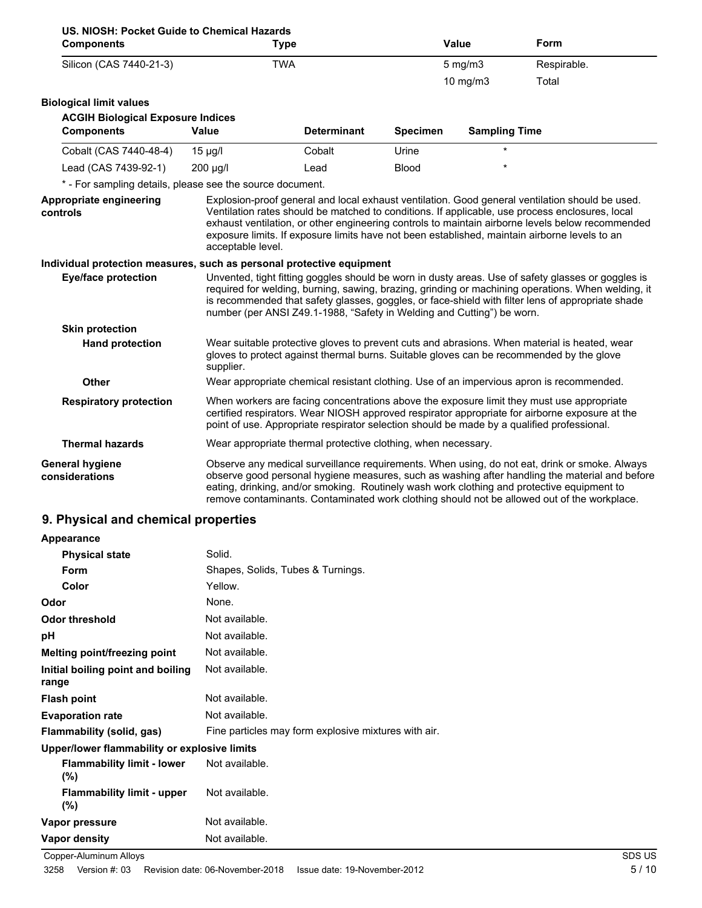**US. NIOSH: Pocket Guide to Chemical Hazards**

| Components | Type | Value | Form |
|---|---|---|---|
| Silicon (CAS 7440-21-3) | TWA | 5 mg/m3 | Respirable. |
| | | 10 mg/m3 | Total |

**Biological limit values**

**ACGIH Biological Exposure Indices**

| Components | Value | Determinant | Specimen | Sampling Time |
|---|---|---|---|---|
| Cobalt (CAS 7440-48-4) | 15 µg/l | Cobalt | Urine | * |
| Lead (CAS 7439-92-1) | 200 µg/l | Lead | Blood | * |

\* - For sampling details, please see the source document.

**Appropriate engineering controls**
Explosion-proof general and local exhaust ventilation. Good general ventilation should be used. Ventilation rates should be matched to conditions. If applicable, use process enclosures, local exhaust ventilation, or other engineering controls to maintain airborne levels below recommended exposure limits. If exposure limits have not been established, maintain airborne levels to an acceptable level.

**Individual protection measures, such as personal protective equipment**

**Eye/face protection**
Unvented, tight fitting goggles should be worn in dusty areas. Use of safety glasses or goggles is required for welding, burning, sawing, brazing, grinding or machining operations. When welding, it is recommended that safety glasses, goggles, or face-shield with filter lens of appropriate shade number (per ANSI Z49.1-1988, "Safety in Welding and Cutting") be worn.

**Skin protection**

**Hand protection**
Wear suitable protective gloves to prevent cuts and abrasions. When material is heated, wear gloves to protect against thermal burns. Suitable gloves can be recommended by the glove supplier.

**Other**
Wear appropriate chemical resistant clothing. Use of an impervious apron is recommended.

**Respiratory protection**
When workers are facing concentrations above the exposure limit they must use appropriate certified respirators. Wear NIOSH approved respirator appropriate for airborne exposure at the point of use. Appropriate respirator selection should be made by a qualified professional.

**Thermal hazards**
Wear appropriate thermal protective clothing, when necessary.

**General hygiene considerations**
Observe any medical surveillance requirements. When using, do not eat, drink or smoke. Always observe good personal hygiene measures, such as washing after handling the material and before eating, drinking, and/or smoking. Routinely wash work clothing and protective equipment to remove contaminants. Contaminated work clothing should not be allowed out of the workplace.

## 9. Physical and chemical properties

**Appearance**

| | |
|---|---|
| **Physical state** | Solid. |
| **Form** | Shapes, Solids, Tubes & Turnings. |
| **Color** | Yellow. |
| **Odor** | None. |
| **Odor threshold** | Not available. |
| **pH** | Not available. |
| **Melting point/freezing point** | Not available. |
| **Initial boiling point and boiling range** | Not available. |
| **Flash point** | Not available. |
| **Evaporation rate** | Not available. |
| **Flammability (solid, gas)** | Fine particles may form explosive mixtures with air. |

**Upper/lower flammability or explosive limits**

| | |
|---|---|
| **Flammability limit - lower (%)** | Not available. |
| **Flammability limit - upper (%)** | Not available. |
| **Vapor pressure** | Not available. |
| **Vapor density** | Not available. |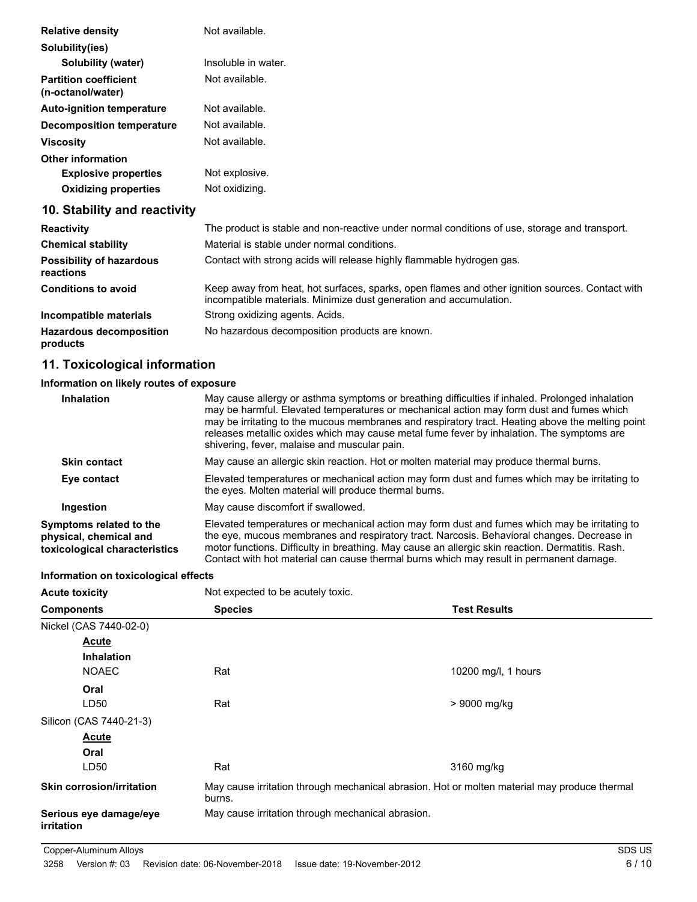| | |
|---|---|
| **Relative density** | Not available. |
| **Solubility(ies)** | |
| **Solubility (water)** | Insoluble in water. |
| **Partition coefficient (n-octanol/water)** | Not available. |
| **Auto-ignition temperature** | Not available. |
| **Decomposition temperature** | Not available. |
| **Viscosity** | Not available. |
| **Other information** | |
| **Explosive properties** | Not explosive. |
| **Oxidizing properties** | Not oxidizing. |

## 10. Stability and reactivity

| | |
|---|---|
| **Reactivity** | The product is stable and non-reactive under normal conditions of use, storage and transport. |
| **Chemical stability** | Material is stable under normal conditions. |
| **Possibility of hazardous reactions** | Contact with strong acids will release highly flammable hydrogen gas. |
| **Conditions to avoid** | Keep away from heat, hot surfaces, sparks, open flames and other ignition sources. Contact with incompatible materials. Minimize dust generation and accumulation. |
| **Incompatible materials** | Strong oxidizing agents. Acids. |
| **Hazardous decomposition products** | No hazardous decomposition products are known. |

## 11. Toxicological information

### Information on likely routes of exposure

| | |
|---|---|
| **Inhalation** | May cause allergy or asthma symptoms or breathing difficulties if inhaled. Prolonged inhalation may be harmful. Elevated temperatures or mechanical action may form dust and fumes which may be irritating to the mucous membranes and respiratory tract. Heating above the melting point releases metallic oxides which may cause metal fume fever by inhalation. The symptoms are shivering, fever, malaise and muscular pain. |
| **Skin contact** | May cause an allergic skin reaction. Hot or molten material may produce thermal burns. |
| **Eye contact** | Elevated temperatures or mechanical action may form dust and fumes which may be irritating to the eyes. Molten material will produce thermal burns. |
| **Ingestion** | May cause discomfort if swallowed. |
| **Symptoms related to the physical, chemical and toxicological characteristics** | Elevated temperatures or mechanical action may form dust and fumes which may be irritating to the eye, mucous membranes and respiratory tract. Narcosis. Behavioral changes. Decrease in motor functions. Difficulty in breathing. May cause an allergic skin reaction. Dermatitis. Rash. Contact with hot material can cause thermal burns which may result in permanent damage. |

### Information on toxicological effects

**Acute toxicity** Not expected to be acutely toxic.

| Components | Species | Test Results |
|---|---|---|
| Nickel (CAS 7440-02-0) | | |
| **Acute** | | |
| **Inhalation** | | |
| NOAEC | Rat | 10200 mg/l, 1 hours |
| **Oral** | | |
| LD50 | Rat | > 9000 mg/kg |
| Silicon (CAS 7440-21-3) | | |
| **Acute** | | |
| **Oral** | | |
| LD50 | Rat | 3160 mg/kg |

| | |
|---|---|
| **Skin corrosion/irritation** | May cause irritation through mechanical abrasion. Hot or molten material may produce thermal burns. |
| **Serious eye damage/eye irritation** | May cause irritation through mechanical abrasion. |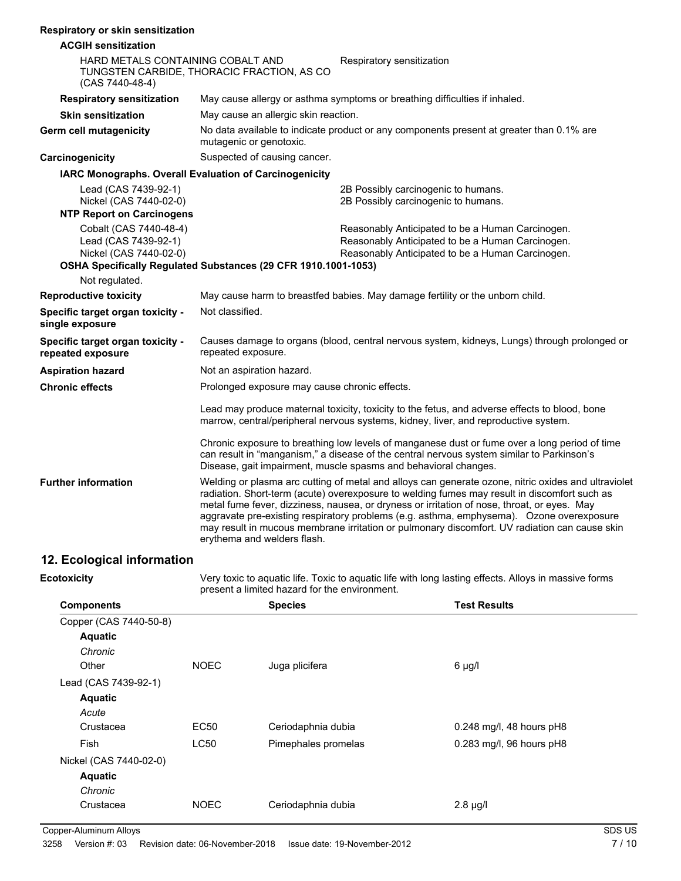**Respiratory or skin sensitization**

**ACGIH sensitization**

| | |
|---|---|
| HARD METALS CONTAINING COBALT AND TUNGSTEN CARBIDE, THORACIC FRACTION, AS CO (CAS 7440-48-4) | Respiratory sensitization |

| | |
|---|---|
| **Respiratory sensitization** | May cause allergy or asthma symptoms or breathing difficulties if inhaled. |
| **Skin sensitization** | May cause an allergic skin reaction. |
| **Germ cell mutagenicity** | No data available to indicate product or any components present at greater than 0.1% are mutagenic or genotoxic. |
| **Carcinogenicity** | Suspected of causing cancer. |

**IARC Monographs. Overall Evaluation of Carcinogenicity**

| | |
|---|---|
| Lead (CAS 7439-92-1) | 2B Possibly carcinogenic to humans. |
| Nickel (CAS 7440-02-0) | 2B Possibly carcinogenic to humans. |

**NTP Report on Carcinogens**

| | |
|---|---|
| Cobalt (CAS 7440-48-4) | Reasonably Anticipated to be a Human Carcinogen. |
| Lead (CAS 7439-92-1) | Reasonably Anticipated to be a Human Carcinogen. |
| Nickel (CAS 7440-02-0) | Reasonably Anticipated to be a Human Carcinogen. |

**OSHA Specifically Regulated Substances (29 CFR 1910.1001-1053)**

Not regulated.

| | |
|---|---|
| **Reproductive toxicity** | May cause harm to breastfed babies. May damage fertility or the unborn child. |
| **Specific target organ toxicity - single exposure** | Not classified. |
| **Specific target organ toxicity - repeated exposure** | Causes damage to organs (blood, central nervous system, kidneys, Lungs) through prolonged or repeated exposure. |
| **Aspiration hazard** | Not an aspiration hazard. |
| **Chronic effects** | Prolonged exposure may cause chronic effects. |

Lead may produce maternal toxicity, toxicity to the fetus, and adverse effects to blood, bone marrow, central/peripheral nervous systems, kidney, liver, and reproductive system.

Chronic exposure to breathing low levels of manganese dust or fume over a long period of time can result in "manganism," a disease of the central nervous system similar to Parkinson's Disease, gait impairment, muscle spasms and behavioral changes.

**Further information**

Welding or plasma arc cutting of metal and alloys can generate ozone, nitric oxides and ultraviolet radiation. Short-term (acute) overexposure to welding fumes may result in discomfort such as metal fume fever, dizziness, nausea, or dryness or irritation of nose, throat, or eyes. May aggravate pre-existing respiratory problems (e.g. asthma, emphysema). Ozone overexposure may result in mucous membrane irritation or pulmonary discomfort. UV radiation can cause skin erythema and welders flash.

## 12. Ecological information

**Ecotoxicity**

Very toxic to aquatic life. Toxic to aquatic life with long lasting effects. Alloys in massive forms present a limited hazard for the environment.

| Components | | Species | Test Results |
|---|---|---|---|
| Copper (CAS 7440-50-8) | | | |
| **Aquatic** | | | |
| *Chronic* | | | |
| Other | NOEC | Juga plicifera | 6 µg/l |
| Lead (CAS 7439-92-1) | | | |
| **Aquatic** | | | |
| *Acute* | | | |
| Crustacea | EC50 | Ceriodaphnia dubia | 0.248 mg/l, 48 hours pH8 |
| Fish | LC50 | Pimephales promelas | 0.283 mg/l, 96 hours pH8 |
| Nickel (CAS 7440-02-0) | | | |
| **Aquatic** | | | |
| *Chronic* | | | |
| Crustacea | NOEC | Ceriodaphnia dubia | 2.8 µg/l |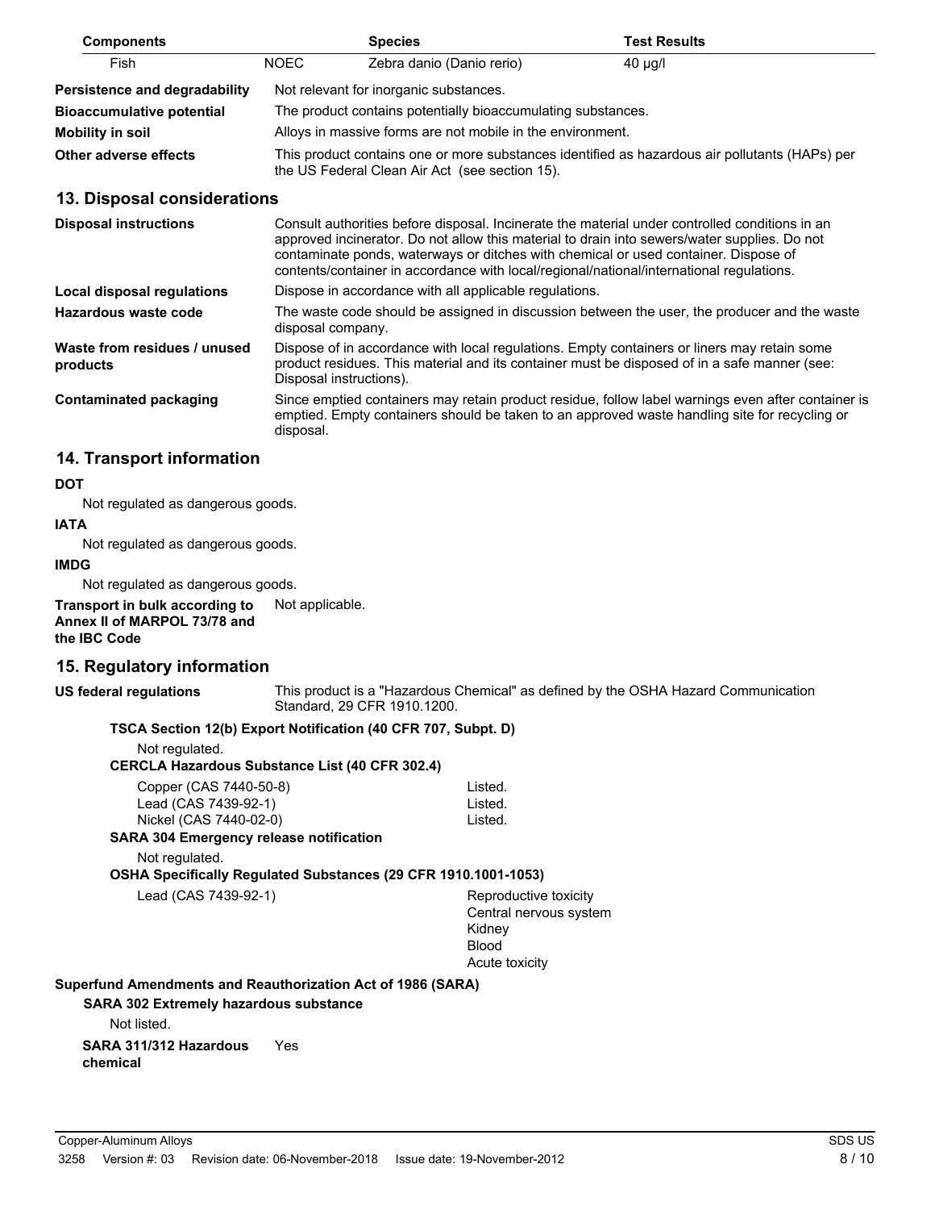| Components | | Species | Test Results |
| --- | --- | --- | --- |
| Fish | NOEC | Zebra danio (Danio rerio) | 40 µg/l |

**Persistence and degradability** Not relevant for inorganic substances.

**Bioaccumulative potential** The product contains potentially bioaccumulating substances.

**Mobility in soil** Alloys in massive forms are not mobile in the environment.

**Other adverse effects** This product contains one or more substances identified as hazardous air pollutants (HAPs) per the US Federal Clean Air Act (see section 15).

## 13. Disposal considerations

**Disposal instructions** Consult authorities before disposal. Incinerate the material under controlled conditions in an approved incinerator. Do not allow this material to drain into sewers/water supplies. Do not contaminate ponds, waterways or ditches with chemical or used container. Dispose of contents/container in accordance with local/regional/national/international regulations.

**Local disposal regulations** Dispose in accordance with all applicable regulations.

**Hazardous waste code** The waste code should be assigned in discussion between the user, the producer and the waste disposal company.

**Waste from residues / unused products** Dispose of in accordance with local regulations. Empty containers or liners may retain some product residues. This material and its container must be disposed of in a safe manner (see: Disposal instructions).

**Contaminated packaging** Since emptied containers may retain product residue, follow label warnings even after container is emptied. Empty containers should be taken to an approved waste handling site for recycling or disposal.

## 14. Transport information

**DOT**

Not regulated as dangerous goods.

**IATA**

Not regulated as dangerous goods.

**IMDG**

Not regulated as dangerous goods.

**Transport in bulk according to Annex II of MARPOL 73/78 and the IBC Code** Not applicable.

## 15. Regulatory information

**US federal regulations** This product is a "Hazardous Chemical" as defined by the OSHA Hazard Communication Standard, 29 CFR 1910.1200.

**TSCA Section 12(b) Export Notification (40 CFR 707, Subpt. D)**

Not regulated.

**CERCLA Hazardous Substance List (40 CFR 302.4)**

| | |
| --- | --- |
| Copper (CAS 7440-50-8) | Listed. |
| Lead (CAS 7439-92-1) | Listed. |
| Nickel (CAS 7440-02-0) | Listed. |

**SARA 304 Emergency release notification**

Not regulated.

**OSHA Specifically Regulated Substances (29 CFR 1910.1001-1053)**

Lead (CAS 7439-92-1) Reproductive toxicity
Central nervous system
Kidney
Blood
Acute toxicity

**Superfund Amendments and Reauthorization Act of 1986 (SARA)**

**SARA 302 Extremely hazardous substance**

Not listed.

**SARA 311/312 Hazardous chemical** Yes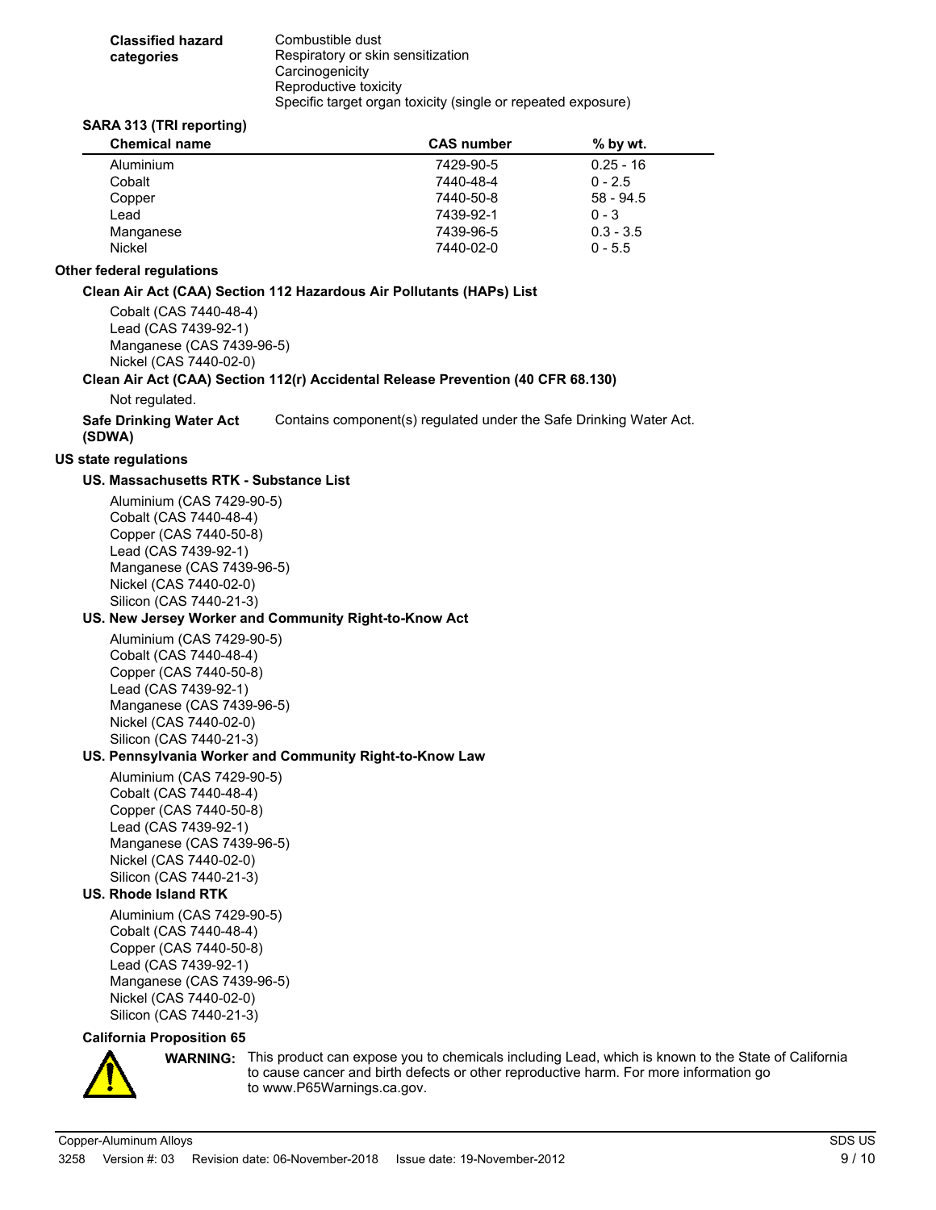**Classified hazard categories**

Combustible dust
Respiratory or skin sensitization
Carcinogenicity
Reproductive toxicity
Specific target organ toxicity (single or repeated exposure)

**SARA 313 (TRI reporting)**

| Chemical name | CAS number | % by wt. |
| --- | --- | --- |
| Aluminium | 7429-90-5 | 0.25 - 16 |
| Cobalt | 7440-48-4 | 0 - 2.5 |
| Copper | 7440-50-8 | 58 - 94.5 |
| Lead | 7439-92-1 | 0 - 3 |
| Manganese | 7439-96-5 | 0.3 - 3.5 |
| Nickel | 7440-02-0 | 0 - 5.5 |

**Other federal regulations**

**Clean Air Act (CAA) Section 112 Hazardous Air Pollutants (HAPs) List**

Cobalt (CAS 7440-48-4)
Lead (CAS 7439-92-1)
Manganese (CAS 7439-96-5)
Nickel (CAS 7440-02-0)

**Clean Air Act (CAA) Section 112(r) Accidental Release Prevention (40 CFR 68.130)**

Not regulated.

**Safe Drinking Water Act (SDWA)** Contains component(s) regulated under the Safe Drinking Water Act.

**US state regulations**

**US. Massachusetts RTK - Substance List**

Aluminium (CAS 7429-90-5)
Cobalt (CAS 7440-48-4)
Copper (CAS 7440-50-8)
Lead (CAS 7439-92-1)
Manganese (CAS 7439-96-5)
Nickel (CAS 7440-02-0)
Silicon (CAS 7440-21-3)

**US. New Jersey Worker and Community Right-to-Know Act**

Aluminium (CAS 7429-90-5)
Cobalt (CAS 7440-48-4)
Copper (CAS 7440-50-8)
Lead (CAS 7439-92-1)
Manganese (CAS 7439-96-5)
Nickel (CAS 7440-02-0)
Silicon (CAS 7440-21-3)

**US. Pennsylvania Worker and Community Right-to-Know Law**

Aluminium (CAS 7429-90-5)
Cobalt (CAS 7440-48-4)
Copper (CAS 7440-50-8)
Lead (CAS 7439-92-1)
Manganese (CAS 7439-96-5)
Nickel (CAS 7440-02-0)
Silicon (CAS 7440-21-3)

**US. Rhode Island RTK**

Aluminium (CAS 7429-90-5)
Cobalt (CAS 7440-48-4)
Copper (CAS 7440-50-8)
Lead (CAS 7439-92-1)
Manganese (CAS 7439-96-5)
Nickel (CAS 7440-02-0)
Silicon (CAS 7440-21-3)

**California Proposition 65**

**WARNING:** This product can expose you to chemicals including Lead, which is known to the State of California to cause cancer and birth defects or other reproductive harm. For more information go to www.P65Warnings.ca.gov.

Copper-Aluminum Alloys
3258 Version #: 03 Revision date: 06-November-2018 Issue date: 19-November-2012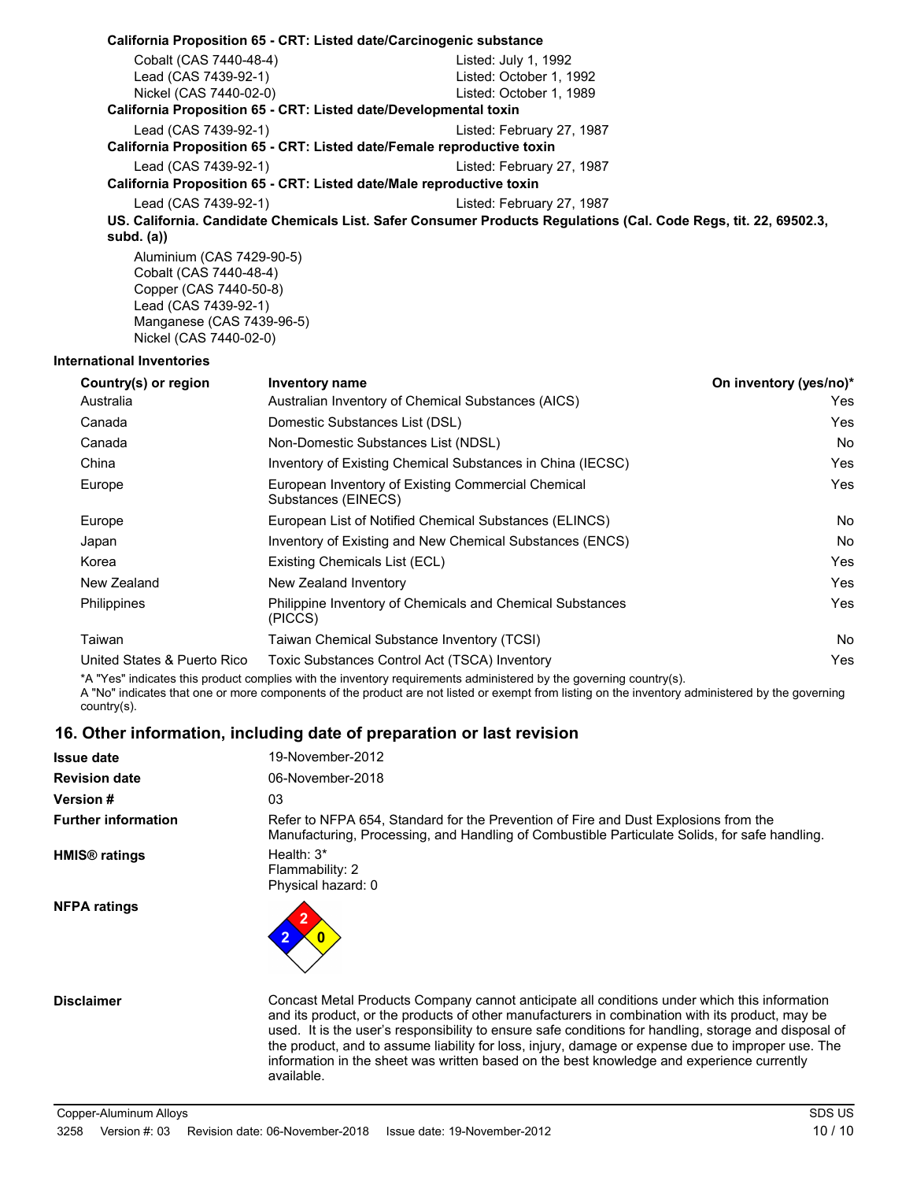**California Proposition 65 - CRT: Listed date/Carcinogenic substance**

| | |
|---|---|
| Cobalt (CAS 7440-48-4) | Listed: July 1, 1992 |
| Lead (CAS 7439-92-1) | Listed: October 1, 1992 |
| Nickel (CAS 7440-02-0) | Listed: October 1, 1989 |

**California Proposition 65 - CRT: Listed date/Developmental toxin**

| | |
|---|---|
| Lead (CAS 7439-92-1) | Listed: February 27, 1987 |

**California Proposition 65 - CRT: Listed date/Female reproductive toxin**

| | |
|---|---|
| Lead (CAS 7439-92-1) | Listed: February 27, 1987 |

**California Proposition 65 - CRT: Listed date/Male reproductive toxin**

| | |
|---|---|
| Lead (CAS 7439-92-1) | Listed: February 27, 1987 |

**US. California. Candidate Chemicals List. Safer Consumer Products Regulations (Cal. Code Regs, tit. 22, 69502.3, subd. (a))**

Aluminium (CAS 7429-90-5)
Cobalt (CAS 7440-48-4)
Copper (CAS 7440-50-8)
Lead (CAS 7439-92-1)
Manganese (CAS 7439-96-5)
Nickel (CAS 7440-02-0)

**International Inventories**

| Country(s) or region | Inventory name | On inventory (yes/no)* |
|---|---|---|
| Australia | Australian Inventory of Chemical Substances (AICS) | Yes |
| Canada | Domestic Substances List (DSL) | Yes |
| Canada | Non-Domestic Substances List (NDSL) | No |
| China | Inventory of Existing Chemical Substances in China (IECSC) | Yes |
| Europe | European Inventory of Existing Commercial Chemical Substances (EINECS) | Yes |
| Europe | European List of Notified Chemical Substances (ELINCS) | No |
| Japan | Inventory of Existing and New Chemical Substances (ENCS) | No |
| Korea | Existing Chemicals List (ECL) | Yes |
| New Zealand | New Zealand Inventory | Yes |
| Philippines | Philippine Inventory of Chemicals and Chemical Substances (PICCS) | Yes |
| Taiwan | Taiwan Chemical Substance Inventory (TCSI) | No |
| United States & Puerto Rico | Toxic Substances Control Act (TSCA) Inventory | Yes |

*A "Yes" indicates this product complies with the inventory requirements administered by the governing country(s).
A "No" indicates that one or more components of the product are not listed or exempt from listing on the inventory administered by the governing country(s).

## 16. Other information, including date of preparation or last revision

| | |
|---|---|
| **Issue date** | 19-November-2012 |
| **Revision date** | 06-November-2018 |
| **Version #** | 03 |
| **Further information** | Refer to NFPA 654, Standard for the Prevention of Fire and Dust Explosions from the Manufacturing, Processing, and Handling of Combustible Particulate Solids, for safe handling. |
| **HMIS® ratings** | Health: 3*<br>Flammability: 2<br>Physical hazard: 0 |
| **NFPA ratings** | 2 (Flammability), 2 (Health), 0 (Instability) |
| **Disclaimer** | Concast Metal Products Company cannot anticipate all conditions under which this information and its product, or the products of other manufacturers in combination with its product, may be used. It is the user's responsibility to ensure safe conditions for handling, storage and disposal of the product, and to assume liability for loss, injury, damage or expense due to improper use. The information in the sheet was written based on the best knowledge and experience currently available. |